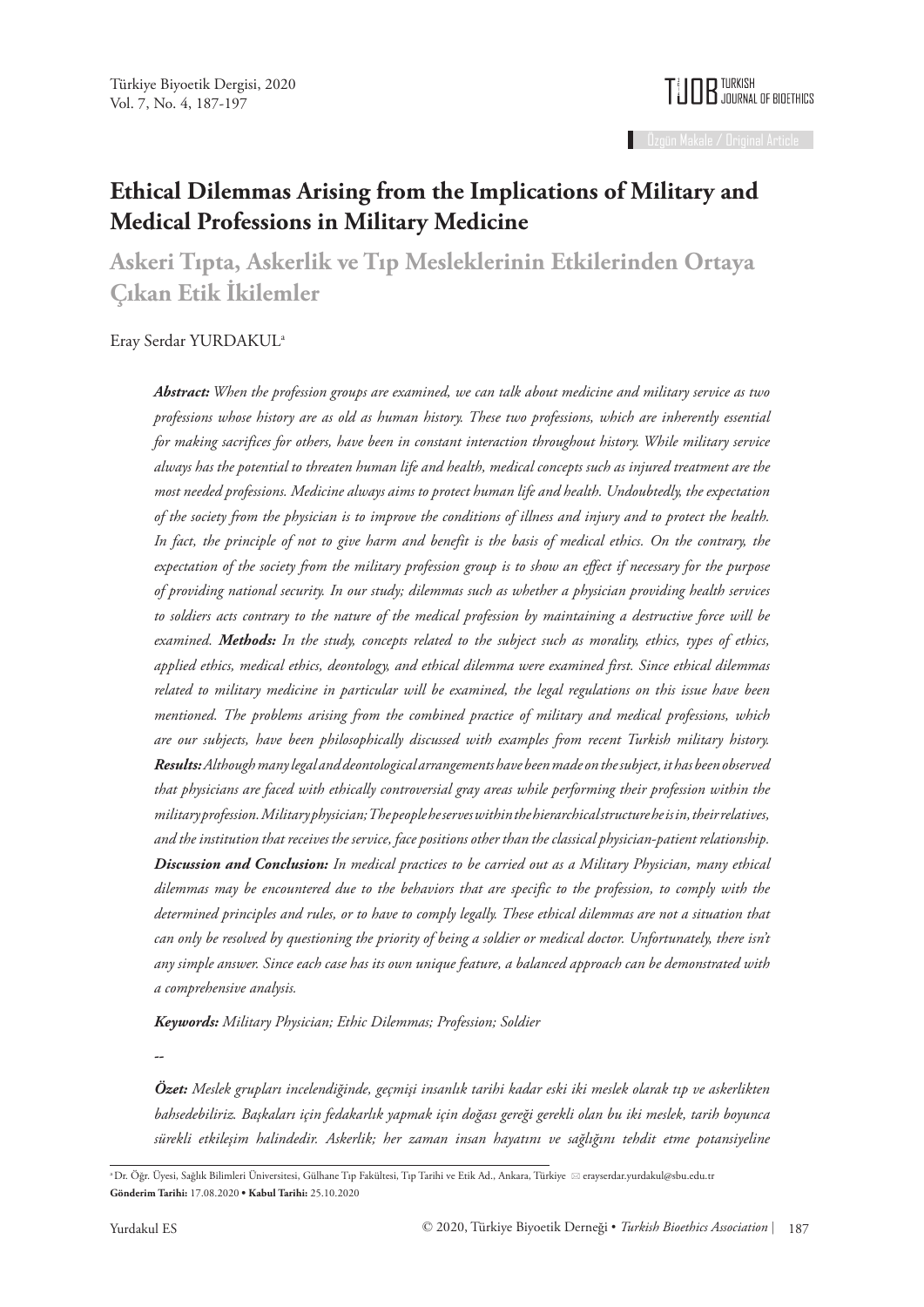Özgün Makale / Original Article

# Ethical Dilemmas Arising from the Implications of Military and Medical Professions in Military Medicine

## Askeri Tıpta, Askerlik ve Tıp Mesleklerinin Etkilerinden Ortaya Çıkan Etik İkilemler

Eray Serdar YURDAKUL[a]

***Abstract:*** *When the profession groups are examined, we can talk about medicine and military service as two professions whose history are as old as human history. These two professions, which are inherently essential for making sacrifices for others, have been in constant interaction throughout history. While military service always has the potential to threaten human life and health, medical concepts such as injured treatment are the most needed professions. Medicine always aims to protect human life and health. Undoubtedly, the expectation of the society from the physician is to improve the conditions of illness and injury and to protect the health. In fact, the principle of not to give harm and benefit is the basis of medical ethics. On the contrary, the expectation of the society from the military profession group is to show an effect if necessary for the purpose of providing national security. In our study; dilemmas such as whether a physician providing health services to soldiers acts contrary to the nature of the medical profession by maintaining a destructive force will be examined.* ***Methods:*** *In the study, concepts related to the subject such as morality, ethics, types of ethics, applied ethics, medical ethics, deontology, and ethical dilemma were examined first. Since ethical dilemmas related to military medicine in particular will be examined, the legal regulations on this issue have been mentioned. The problems arising from the combined practice of military and medical professions, which are our subjects, have been philosophically discussed with examples from recent Turkish military history.* ***Results:*** *Although many legal and deontological arrangements have been made on the subject, it has been observed that physicians are faced with ethically controversial gray areas while performing their profession within the military profession. Military physician; The people he serves within the hierarchical structure he is in, their relatives, and the institution that receives the service, face positions other than the classical physician-patient relationship.* ***Discussion and Conclusion:*** *In medical practices to be carried out as a Military Physician, many ethical dilemmas may be encountered due to the behaviors that are specific to the profession, to comply with the determined principles and rules, or to have to comply legally. These ethical dilemmas are not a situation that can only be resolved by questioning the priority of being a soldier or medical doctor. Unfortunately, there isn't any simple answer. Since each case has its own unique feature, a balanced approach can be demonstrated with a comprehensive analysis.*

***Keywords:*** *Military Physician; Ethic Dilemmas; Profession; Soldier*

--

***Özet:*** *Meslek grupları incelendiğinde, geçmişi insanlık tarihi kadar eski iki meslek olarak tıp ve askerlikten bahsedebiliriz. Başkaları için fedakarlık yapmak için doğası gereği gerekli olan bu iki meslek, tarih boyunca sürekli etkileşim halindedir. Askerlik; her zaman insan hayatını ve sağlığını tehdit etme potansiyeline*

---

[a] Dr. Öğr. Üyesi, Sağlık Bilimleri Üniversitesi, Gülhane Tıp Fakültesi, Tıp Tarihi ve Etik Ad., Ankara, Türkiye ✉ erayserdar.yurdakul@sbu.edu.tr

**Gönderim Tarihi:** 17.08.2020 • **Kabul Tarihi:** 25.10.2020

© 2020, Türkiye Biyoetik Derneği • *Turkish Bioethics Association*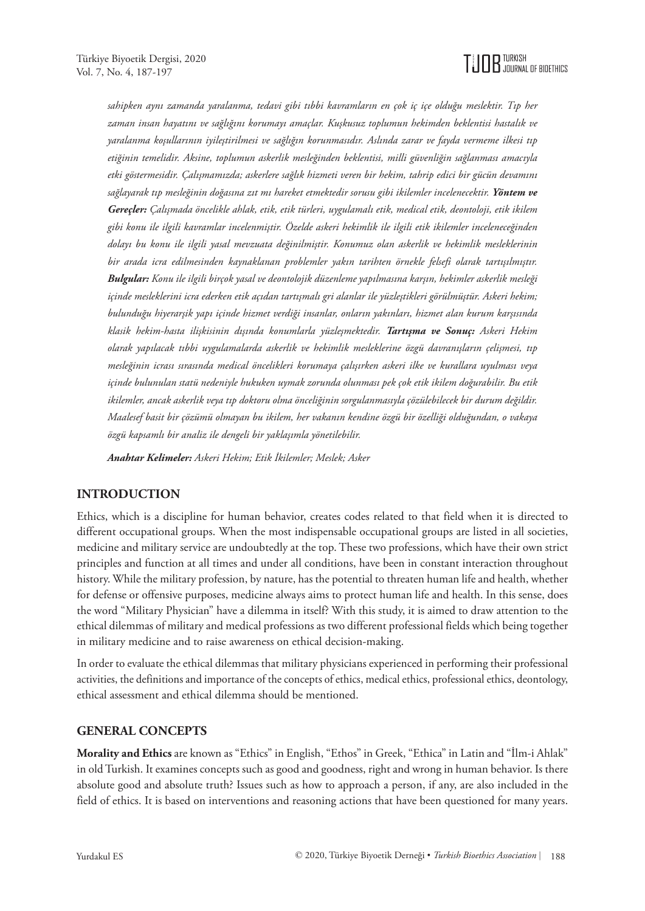*sahipken aynı zamanda yaralanma, tedavi gibi tıbbi kavramların en çok iç içe olduğu meslektir. Tıp her zaman insan hayatını ve sağlığını korumayı amaçlar. Kuşkusuz toplumun hekimden beklentisi hastalık ve yaralanma koşullarının iyileştirilmesi ve sağlığın korunmasıdır. Aslında zarar ve fayda vermeme ilkesi tıp etiğinin temelidir. Aksine, toplumun askerlik mesleğinden beklentisi, milli güvenliğin sağlanması amacıyla etki göstermesidir. Çalışmamızda; askerlere sağlık hizmeti veren bir hekim, tahrip edici bir gücün devamını sağlayarak tıp mesleğinin doğasına zıt mı hareket etmektedir sorusu gibi ikilemler incelenecektir.* ***Yöntem ve Gereçler:*** *Çalışmada öncelikle ahlak, etik, etik türleri, uygulamalı etik, medical etik, deontoloji, etik ikilem gibi konu ile ilgili kavramlar incelenmiştir. Özelde askeri hekimlik ile ilgili etik ikilemler inceleneceğinden dolayı bu konu ile ilgili yasal mevzuata değinilmiştir. Konumuz olan askerlik ve hekimlik mesleklerinin bir arada icra edilmesinden kaynaklanan problemler yakın tarihten örnekle felsefi olarak tartışılmıştır.* ***Bulgular:*** *Konu ile ilgili birçok yasal ve deontolojik düzenleme yapılmasına karşın, hekimler askerlik mesleği içinde mesleklerini icra ederken etik açıdan tartışmalı gri alanlar ile yüzleştikleri görülmüştür. Askeri hekim; bulunduğu hiyerarşik yapı içinde hizmet verdiği insanlar, onların yakınları, hizmet alan kurum karşısında klasik hekim-hasta ilişkisinin dışında konumlarla yüzleşmektedir.* ***Tartışma ve Sonuç:*** *Askeri Hekim olarak yapılacak tıbbi uygulamalarda askerlik ve hekimlik mesleklerine özgü davranışların çelişmesi, tıp mesleğinin icrası sırasında medical öncelikleri korumaya çalışırken askeri ilke ve kurallara uyulması veya içinde bulunulan statü nedeniyle hukuken uymak zorunda olunması pek çok etik ikilem doğurabilir. Bu etik ikilemler, ancak askerlik veya tıp doktoru olma önceliğinin sorgulanmasıyla çözülebilecek bir durum değildir. Maalesef basit bir çözümü olmayan bu ikilem, her vakanın kendine özgü bir özelliği olduğundan, o vakaya özgü kapsamlı bir analiz ile dengeli bir yaklaşımla yönetilebilir.*

***Anahtar Kelimeler:*** *Askeri Hekim; Etik İkilemler; Meslek; Asker*

## INTRODUCTION

Ethics, which is a discipline for human behavior, creates codes related to that field when it is directed to different occupational groups. When the most indispensable occupational groups are listed in all societies, medicine and military service are undoubtedly at the top. These two professions, which have their own strict principles and function at all times and under all conditions, have been in constant interaction throughout history. While the military profession, by nature, has the potential to threaten human life and health, whether for defense or offensive purposes, medicine always aims to protect human life and health. In this sense, does the word "Military Physician" have a dilemma in itself? With this study, it is aimed to draw attention to the ethical dilemmas of military and medical professions as two different professional fields which being together in military medicine and to raise awareness on ethical decision-making.

In order to evaluate the ethical dilemmas that military physicians experienced in performing their professional activities, the definitions and importance of the concepts of ethics, medical ethics, professional ethics, deontology, ethical assessment and ethical dilemma should be mentioned.

## GENERAL CONCEPTS

**Morality and Ethics** are known as "Ethics" in English, "Ethos" in Greek, "Ethica" in Latin and "İlm-i Ahlak" in old Turkish. It examines concepts such as good and goodness, right and wrong in human behavior. Is there absolute good and absolute truth? Issues such as how to approach a person, if any, are also included in the field of ethics. It is based on interventions and reasoning actions that have been questioned for many years.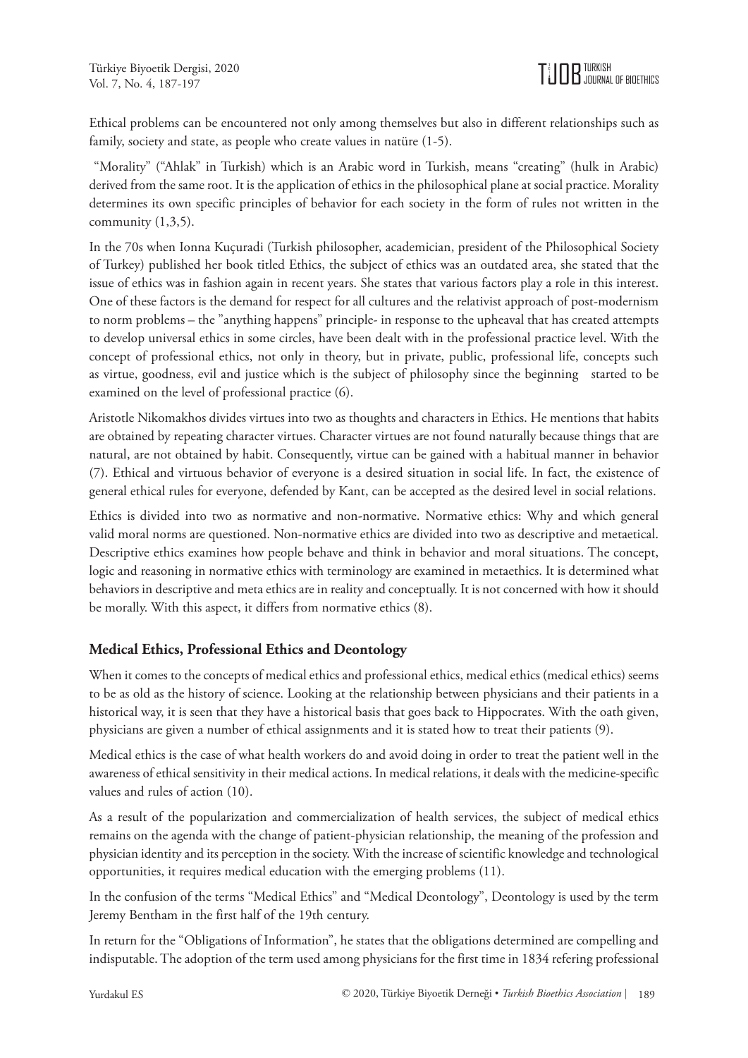Ethical problems can be encountered not only among themselves but also in different relationships such as family, society and state, as people who create values in natüre (1-5).

"Morality" ("Ahlak" in Turkish) which is an Arabic word in Turkish, means "creating" (hulk in Arabic) derived from the same root. It is the application of ethics in the philosophical plane at social practice. Morality determines its own specific principles of behavior for each society in the form of rules not written in the community (1,3,5).

In the 70s when Ionna Kuçuradi (Turkish philosopher, academician, president of the Philosophical Society of Turkey) published her book titled Ethics, the subject of ethics was an outdated area, she stated that the issue of ethics was in fashion again in recent years. She states that various factors play a role in this interest. One of these factors is the demand for respect for all cultures and the relativist approach of post-modernism to norm problems – the "anything happens" principle- in response to the upheaval that has created attempts to develop universal ethics in some circles, have been dealt with in the professional practice level. With the concept of professional ethics, not only in theory, but in private, public, professional life, concepts such as virtue, goodness, evil and justice which is the subject of philosophy since the beginning started to be examined on the level of professional practice (6).

Aristotle Nikomakhos divides virtues into two as thoughts and characters in Ethics. He mentions that habits are obtained by repeating character virtues. Character virtues are not found naturally because things that are natural, are not obtained by habit. Consequently, virtue can be gained with a habitual manner in behavior (7). Ethical and virtuous behavior of everyone is a desired situation in social life. In fact, the existence of general ethical rules for everyone, defended by Kant, can be accepted as the desired level in social relations.

Ethics is divided into two as normative and non-normative. Normative ethics: Why and which general valid moral norms are questioned. Non-normative ethics are divided into two as descriptive and metaetical. Descriptive ethics examines how people behave and think in behavior and moral situations. The concept, logic and reasoning in normative ethics with terminology are examined in metaethics. It is determined what behaviors in descriptive and meta ethics are in reality and conceptually. It is not concerned with how it should be morally. With this aspect, it differs from normative ethics (8).

## Medical Ethics, Professional Ethics and Deontology

When it comes to the concepts of medical ethics and professional ethics, medical ethics (medical ethics) seems to be as old as the history of science. Looking at the relationship between physicians and their patients in a historical way, it is seen that they have a historical basis that goes back to Hippocrates. With the oath given, physicians are given a number of ethical assignments and it is stated how to treat their patients (9).

Medical ethics is the case of what health workers do and avoid doing in order to treat the patient well in the awareness of ethical sensitivity in their medical actions. In medical relations, it deals with the medicine-specific values and rules of action (10).

As a result of the popularization and commercialization of health services, the subject of medical ethics remains on the agenda with the change of patient-physician relationship, the meaning of the profession and physician identity and its perception in the society. With the increase of scientific knowledge and technological opportunities, it requires medical education with the emerging problems (11).

In the confusion of the terms "Medical Ethics" and "Medical Deontology", Deontology is used by the term Jeremy Bentham in the first half of the 19th century.

In return for the "Obligations of Information", he states that the obligations determined are compelling and indisputable. The adoption of the term used among physicians for the first time in 1834 refering professional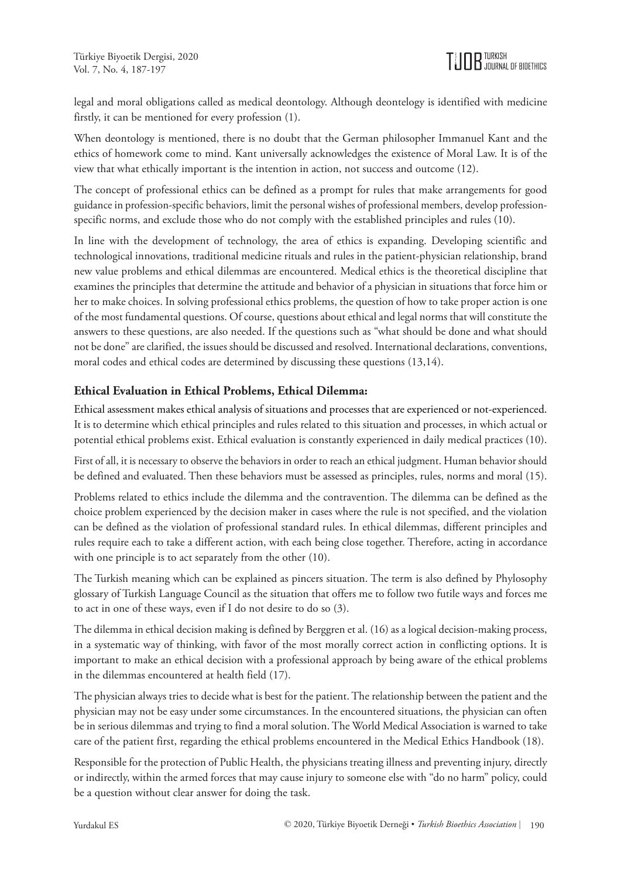legal and moral obligations called as medical deontology. Although deontelogy is identified with medicine firstly, it can be mentioned for every profession (1).

When deontology is mentioned, there is no doubt that the German philosopher Immanuel Kant and the ethics of homework come to mind. Kant universally acknowledges the existence of Moral Law. It is of the view that what ethically important is the intention in action, not success and outcome (12).

The concept of professional ethics can be defined as a prompt for rules that make arrangements for good guidance in profession-specific behaviors, limit the personal wishes of professional members, develop profession-specific norms, and exclude those who do not comply with the established principles and rules (10).

In line with the development of technology, the area of ethics is expanding. Developing scientific and technological innovations, traditional medicine rituals and rules in the patient-physician relationship, brand new value problems and ethical dilemmas are encountered. Medical ethics is the theoretical discipline that examines the principles that determine the attitude and behavior of a physician in situations that force him or her to make choices. In solving professional ethics problems, the question of how to take proper action is one of the most fundamental questions. Of course, questions about ethical and legal norms that will constitute the answers to these questions, are also needed. If the questions such as "what should be done and what should not be done" are clarified, the issues should be discussed and resolved. International declarations, conventions, moral codes and ethical codes are determined by discussing these questions (13,14).

## Ethical Evaluation in Ethical Problems, Ethical Dilemma:

Ethical assessment makes ethical analysis of situations and processes that are experienced or not-experienced. It is to determine which ethical principles and rules related to this situation and processes, in which actual or potential ethical problems exist. Ethical evaluation is constantly experienced in daily medical practices (10).

First of all, it is necessary to observe the behaviors in order to reach an ethical judgment. Human behavior should be defined and evaluated. Then these behaviors must be assessed as principles, rules, norms and moral (15).

Problems related to ethics include the dilemma and the contravention. The dilemma can be defined as the choice problem experienced by the decision maker in cases where the rule is not specified, and the violation can be defined as the violation of professional standard rules. In ethical dilemmas, different principles and rules require each to take a different action, with each being close together. Therefore, acting in accordance with one principle is to act separately from the other (10).

The Turkish meaning which can be explained as pincers situation. The term is also defined by Phylosophy glossary of Turkish Language Council as the situation that offers me to follow two futile ways and forces me to act in one of these ways, even if I do not desire to do so (3).

The dilemma in ethical decision making is defined by Berggren et al. (16) as a logical decision-making process, in a systematic way of thinking, with favor of the most morally correct action in conflicting options. It is important to make an ethical decision with a professional approach by being aware of the ethical problems in the dilemmas encountered at health field (17).

The physician always tries to decide what is best for the patient. The relationship between the patient and the physician may not be easy under some circumstances. In the encountered situations, the physician can often be in serious dilemmas and trying to find a moral solution. The World Medical Association is warned to take care of the patient first, regarding the ethical problems encountered in the Medical Ethics Handbook (18).

Responsible for the protection of Public Health, the physicians treating illness and preventing injury, directly or indirectly, within the armed forces that may cause injury to someone else with "do no harm" policy, could be a question without clear answer for doing the task.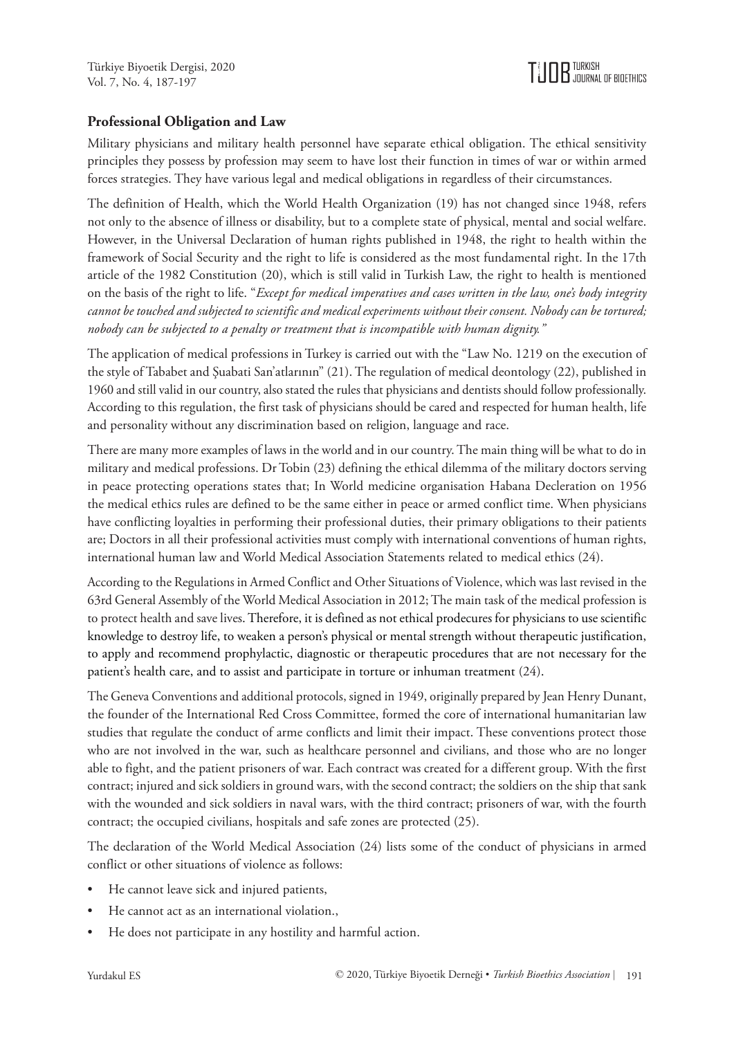## Professional Obligation and Law

Military physicians and military health personnel have separate ethical obligation. The ethical sensitivity principles they possess by profession may seem to have lost their function in times of war or within armed forces strategies. They have various legal and medical obligations in regardless of their circumstances.

The definition of Health, which the World Health Organization (19) has not changed since 1948, refers not only to the absence of illness or disability, but to a complete state of physical, mental and social welfare. However, in the Universal Declaration of human rights published in 1948, the right to health within the framework of Social Security and the right to life is considered as the most fundamental right. In the 17th article of the 1982 Constitution (20), which is still valid in Turkish Law, the right to health is mentioned on the basis of the right to life. "*Except for medical imperatives and cases written in the law, one's body integrity cannot be touched and subjected to scientific and medical experiments without their consent. Nobody can be tortured; nobody can be subjected to a penalty or treatment that is incompatible with human dignity."*

The application of medical professions in Turkey is carried out with the "Law No. 1219 on the execution of the style of Tababet and Şuabati San'atlarının" (21). The regulation of medical deontology (22), published in 1960 and still valid in our country, also stated the rules that physicians and dentists should follow professionally. According to this regulation, the first task of physicians should be cared and respected for human health, life and personality without any discrimination based on religion, language and race.

There are many more examples of laws in the world and in our country. The main thing will be what to do in military and medical professions. Dr Tobin (23) defining the ethical dilemma of the military doctors serving in peace protecting operations states that; In World medicine organisation Habana Decleration on 1956 the medical ethics rules are defined to be the same either in peace or armed conflict time. When physicians have conflicting loyalties in performing their professional duties, their primary obligations to their patients are; Doctors in all their professional activities must comply with international conventions of human rights, international human law and World Medical Association Statements related to medical ethics (24).

According to the Regulations in Armed Conflict and Other Situations of Violence, which was last revised in the 63rd General Assembly of the World Medical Association in 2012; The main task of the medical profession is to protect health and save lives. Therefore, it is defined as not ethical prodecures for physicians to use scientific knowledge to destroy life, to weaken a person's physical or mental strength without therapeutic justification, to apply and recommend prophylactic, diagnostic or therapeutic procedures that are not necessary for the patient's health care, and to assist and participate in torture or inhuman treatment (24).

The Geneva Conventions and additional protocols, signed in 1949, originally prepared by Jean Henry Dunant, the founder of the International Red Cross Committee, formed the core of international humanitarian law studies that regulate the conduct of arme conflicts and limit their impact. These conventions protect those who are not involved in the war, such as healthcare personnel and civilians, and those who are no longer able to fight, and the patient prisoners of war. Each contract was created for a different group. With the first contract; injured and sick soldiers in ground wars, with the second contract; the soldiers on the ship that sank with the wounded and sick soldiers in naval wars, with the third contract; prisoners of war, with the fourth contract; the occupied civilians, hospitals and safe zones are protected (25).

The declaration of the World Medical Association (24) lists some of the conduct of physicians in armed conflict or other situations of violence as follows:

- He cannot leave sick and injured patients,
- He cannot act as an international violation.,
- He does not participate in any hostility and harmful action.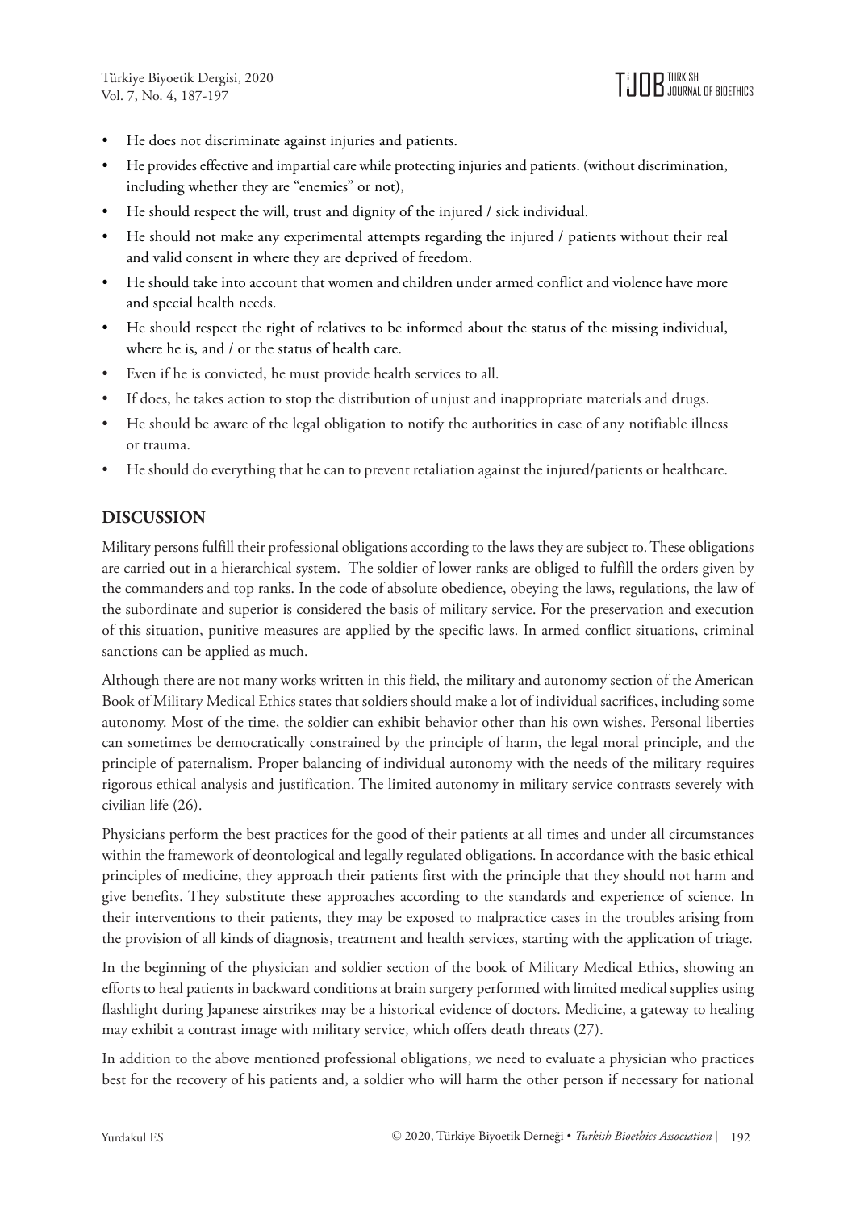- He does not discriminate against injuries and patients.
- He provides effective and impartial care while protecting injuries and patients. (without discrimination, including whether they are "enemies" or not),
- He should respect the will, trust and dignity of the injured / sick individual.
- He should not make any experimental attempts regarding the injured / patients without their real and valid consent in where they are deprived of freedom.
- He should take into account that women and children under armed conflict and violence have more and special health needs.
- He should respect the right of relatives to be informed about the status of the missing individual, where he is, and / or the status of health care.
- Even if he is convicted, he must provide health services to all.
- If does, he takes action to stop the distribution of unjust and inappropriate materials and drugs.
- He should be aware of the legal obligation to notify the authorities in case of any notifiable illness or trauma.
- He should do everything that he can to prevent retaliation against the injured/patients or healthcare.

## DISCUSSION

Military persons fulfill their professional obligations according to the laws they are subject to. These obligations are carried out in a hierarchical system. The soldier of lower ranks are obliged to fulfill the orders given by the commanders and top ranks. In the code of absolute obedience, obeying the laws, regulations, the law of the subordinate and superior is considered the basis of military service. For the preservation and execution of this situation, punitive measures are applied by the specific laws. In armed conflict situations, criminal sanctions can be applied as much.

Although there are not many works written in this field, the military and autonomy section of the American Book of Military Medical Ethics states that soldiers should make a lot of individual sacrifices, including some autonomy. Most of the time, the soldier can exhibit behavior other than his own wishes. Personal liberties can sometimes be democratically constrained by the principle of harm, the legal moral principle, and the principle of paternalism. Proper balancing of individual autonomy with the needs of the military requires rigorous ethical analysis and justification. The limited autonomy in military service contrasts severely with civilian life (26).

Physicians perform the best practices for the good of their patients at all times and under all circumstances within the framework of deontological and legally regulated obligations. In accordance with the basic ethical principles of medicine, they approach their patients first with the principle that they should not harm and give benefits. They substitute these approaches according to the standards and experience of science. In their interventions to their patients, they may be exposed to malpractice cases in the troubles arising from the provision of all kinds of diagnosis, treatment and health services, starting with the application of triage.

In the beginning of the physician and soldier section of the book of Military Medical Ethics, showing an efforts to heal patients in backward conditions at brain surgery performed with limited medical supplies using flashlight during Japanese airstrikes may be a historical evidence of doctors. Medicine, a gateway to healing may exhibit a contrast image with military service, which offers death threats (27).

In addition to the above mentioned professional obligations, we need to evaluate a physician who practices best for the recovery of his patients and, a soldier who will harm the other person if necessary for national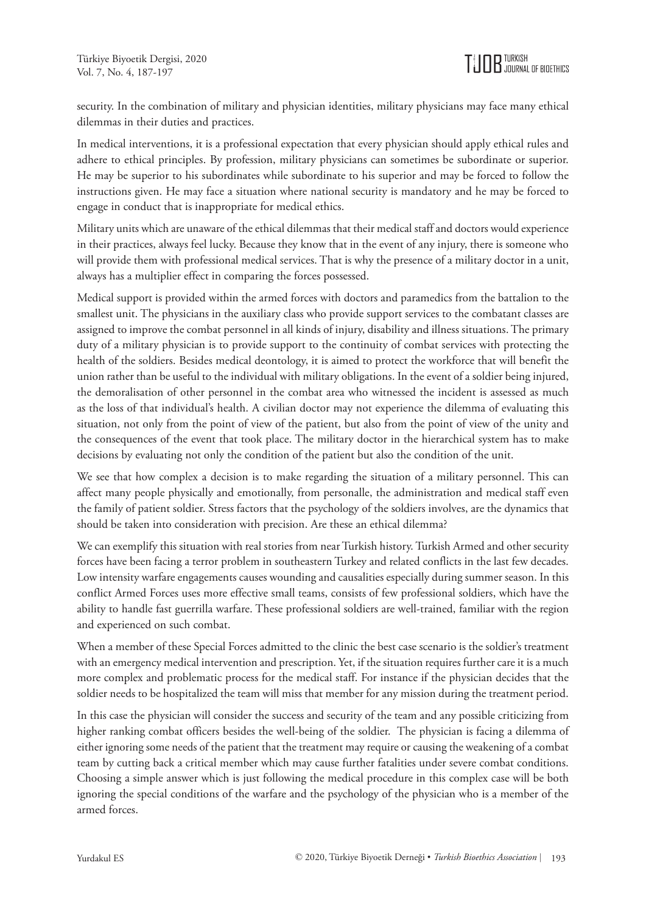security. In the combination of military and physician identities, military physicians may face many ethical dilemmas in their duties and practices.

In medical interventions, it is a professional expectation that every physician should apply ethical rules and adhere to ethical principles. By profession, military physicians can sometimes be subordinate or superior. He may be superior to his subordinates while subordinate to his superior and may be forced to follow the instructions given. He may face a situation where national security is mandatory and he may be forced to engage in conduct that is inappropriate for medical ethics.

Military units which are unaware of the ethical dilemmas that their medical staff and doctors would experience in their practices, always feel lucky. Because they know that in the event of any injury, there is someone who will provide them with professional medical services. That is why the presence of a military doctor in a unit, always has a multiplier effect in comparing the forces possessed.

Medical support is provided within the armed forces with doctors and paramedics from the battalion to the smallest unit. The physicians in the auxiliary class who provide support services to the combatant classes are assigned to improve the combat personnel in all kinds of injury, disability and illness situations. The primary duty of a military physician is to provide support to the continuity of combat services with protecting the health of the soldiers. Besides medical deontology, it is aimed to protect the workforce that will benefit the union rather than be useful to the individual with military obligations. In the event of a soldier being injured, the demoralisation of other personnel in the combat area who witnessed the incident is assessed as much as the loss of that individual's health. A civilian doctor may not experience the dilemma of evaluating this situation, not only from the point of view of the patient, but also from the point of view of the unity and the consequences of the event that took place. The military doctor in the hierarchical system has to make decisions by evaluating not only the condition of the patient but also the condition of the unit.

We see that how complex a decision is to make regarding the situation of a military personnel. This can affect many people physically and emotionally, from personalle, the administration and medical staff even the family of patient soldier. Stress factors that the psychology of the soldiers involves, are the dynamics that should be taken into consideration with precision. Are these an ethical dilemma?

We can exemplify this situation with real stories from near Turkish history. Turkish Armed and other security forces have been facing a terror problem in southeastern Turkey and related conflicts in the last few decades. Low intensity warfare engagements causes wounding and causalities especially during summer season. In this conflict Armed Forces uses more effective small teams, consists of few professional soldiers, which have the ability to handle fast guerrilla warfare. These professional soldiers are well-trained, familiar with the region and experienced on such combat.

When a member of these Special Forces admitted to the clinic the best case scenario is the soldier's treatment with an emergency medical intervention and prescription. Yet, if the situation requires further care it is a much more complex and problematic process for the medical staff. For instance if the physician decides that the soldier needs to be hospitalized the team will miss that member for any mission during the treatment period.

In this case the physician will consider the success and security of the team and any possible criticizing from higher ranking combat officers besides the well-being of the soldier. The physician is facing a dilemma of either ignoring some needs of the patient that the treatment may require or causing the weakening of a combat team by cutting back a critical member which may cause further fatalities under severe combat conditions. Choosing a simple answer which is just following the medical procedure in this complex case will be both ignoring the special conditions of the warfare and the psychology of the physician who is a member of the armed forces.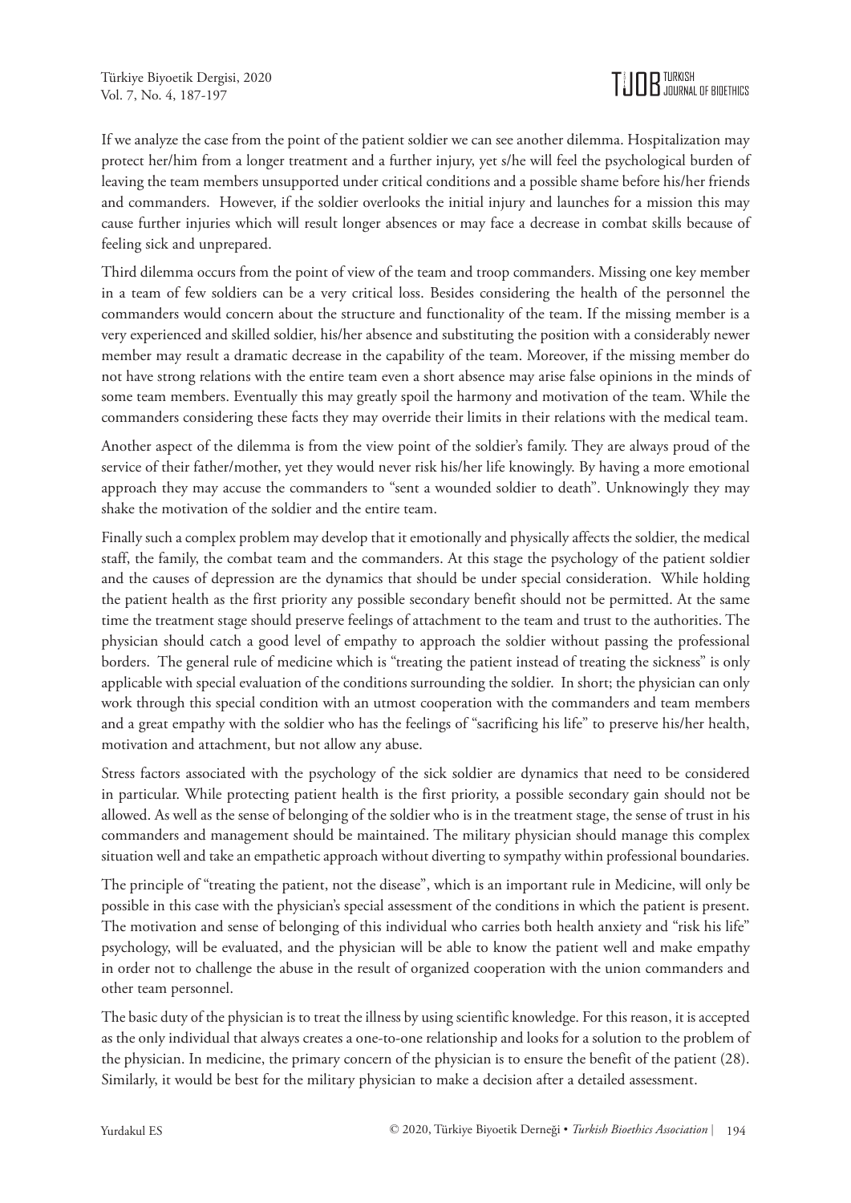If we analyze the case from the point of the patient soldier we can see another dilemma. Hospitalization may protect her/him from a longer treatment and a further injury, yet s/he will feel the psychological burden of leaving the team members unsupported under critical conditions and a possible shame before his/her friends and commanders. However, if the soldier overlooks the initial injury and launches for a mission this may cause further injuries which will result longer absences or may face a decrease in combat skills because of feeling sick and unprepared.

Third dilemma occurs from the point of view of the team and troop commanders. Missing one key member in a team of few soldiers can be a very critical loss. Besides considering the health of the personnel the commanders would concern about the structure and functionality of the team. If the missing member is a very experienced and skilled soldier, his/her absence and substituting the position with a considerably newer member may result a dramatic decrease in the capability of the team. Moreover, if the missing member do not have strong relations with the entire team even a short absence may arise false opinions in the minds of some team members. Eventually this may greatly spoil the harmony and motivation of the team. While the commanders considering these facts they may override their limits in their relations with the medical team.

Another aspect of the dilemma is from the view point of the soldier's family. They are always proud of the service of their father/mother, yet they would never risk his/her life knowingly. By having a more emotional approach they may accuse the commanders to "sent a wounded soldier to death". Unknowingly they may shake the motivation of the soldier and the entire team.

Finally such a complex problem may develop that it emotionally and physically affects the soldier, the medical staff, the family, the combat team and the commanders. At this stage the psychology of the patient soldier and the causes of depression are the dynamics that should be under special consideration. While holding the patient health as the first priority any possible secondary benefit should not be permitted. At the same time the treatment stage should preserve feelings of attachment to the team and trust to the authorities. The physician should catch a good level of empathy to approach the soldier without passing the professional borders. The general rule of medicine which is "treating the patient instead of treating the sickness" is only applicable with special evaluation of the conditions surrounding the soldier. In short; the physician can only work through this special condition with an utmost cooperation with the commanders and team members and a great empathy with the soldier who has the feelings of "sacrificing his life" to preserve his/her health, motivation and attachment, but not allow any abuse.

Stress factors associated with the psychology of the sick soldier are dynamics that need to be considered in particular. While protecting patient health is the first priority, a possible secondary gain should not be allowed. As well as the sense of belonging of the soldier who is in the treatment stage, the sense of trust in his commanders and management should be maintained. The military physician should manage this complex situation well and take an empathetic approach without diverting to sympathy within professional boundaries.

The principle of "treating the patient, not the disease", which is an important rule in Medicine, will only be possible in this case with the physician's special assessment of the conditions in which the patient is present. The motivation and sense of belonging of this individual who carries both health anxiety and "risk his life" psychology, will be evaluated, and the physician will be able to know the patient well and make empathy in order not to challenge the abuse in the result of organized cooperation with the union commanders and other team personnel.

The basic duty of the physician is to treat the illness by using scientific knowledge. For this reason, it is accepted as the only individual that always creates a one-to-one relationship and looks for a solution to the problem of the physician. In medicine, the primary concern of the physician is to ensure the benefit of the patient (28). Similarly, it would be best for the military physician to make a decision after a detailed assessment.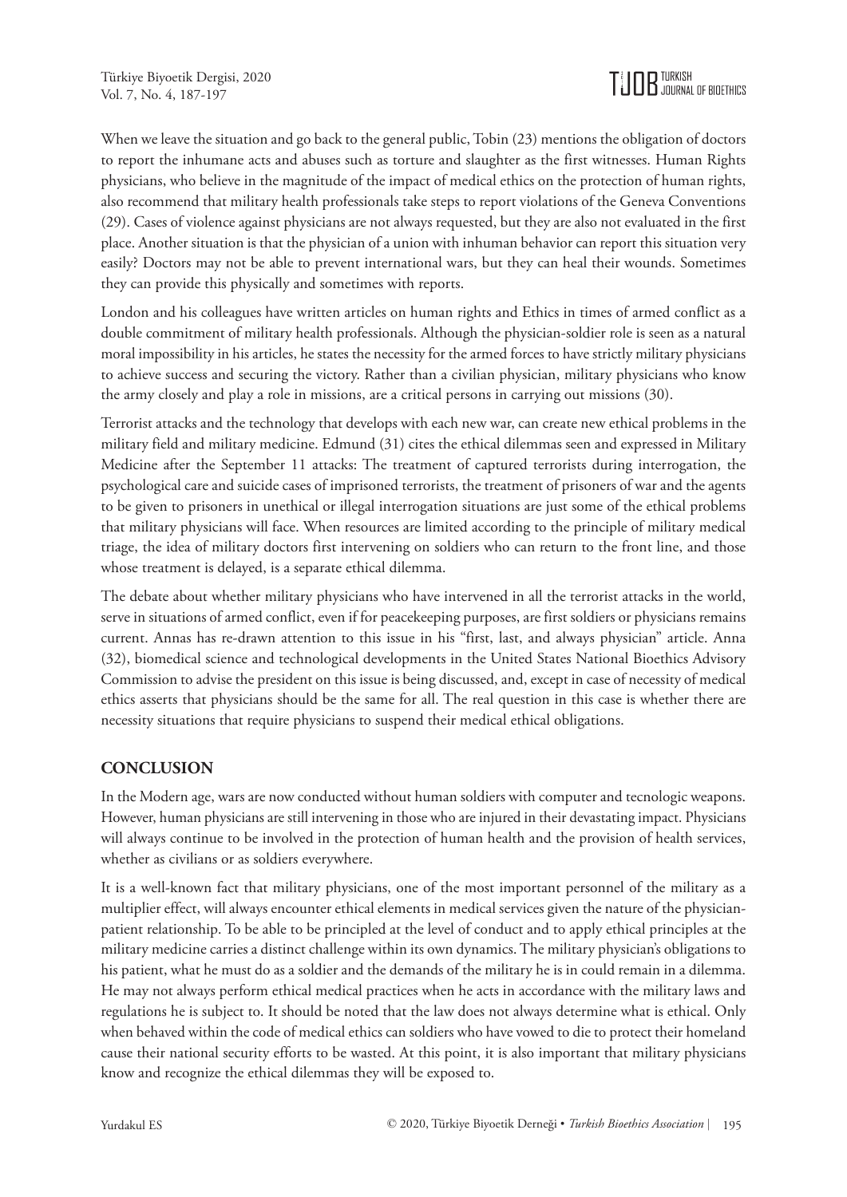When we leave the situation and go back to the general public, Tobin (23) mentions the obligation of doctors to report the inhumane acts and abuses such as torture and slaughter as the first witnesses. Human Rights physicians, who believe in the magnitude of the impact of medical ethics on the protection of human rights, also recommend that military health professionals take steps to report violations of the Geneva Conventions (29). Cases of violence against physicians are not always requested, but they are also not evaluated in the first place. Another situation is that the physician of a union with inhuman behavior can report this situation very easily? Doctors may not be able to prevent international wars, but they can heal their wounds. Sometimes they can provide this physically and sometimes with reports.

London and his colleagues have written articles on human rights and Ethics in times of armed conflict as a double commitment of military health professionals. Although the physician-soldier role is seen as a natural moral impossibility in his articles, he states the necessity for the armed forces to have strictly military physicians to achieve success and securing the victory. Rather than a civilian physician, military physicians who know the army closely and play a role in missions, are a critical persons in carrying out missions (30).

Terrorist attacks and the technology that develops with each new war, can create new ethical problems in the military field and military medicine. Edmund (31) cites the ethical dilemmas seen and expressed in Military Medicine after the September 11 attacks: The treatment of captured terrorists during interrogation, the psychological care and suicide cases of imprisoned terrorists, the treatment of prisoners of war and the agents to be given to prisoners in unethical or illegal interrogation situations are just some of the ethical problems that military physicians will face. When resources are limited according to the principle of military medical triage, the idea of military doctors first intervening on soldiers who can return to the front line, and those whose treatment is delayed, is a separate ethical dilemma.

The debate about whether military physicians who have intervened in all the terrorist attacks in the world, serve in situations of armed conflict, even if for peacekeeping purposes, are first soldiers or physicians remains current. Annas has re-drawn attention to this issue in his "first, last, and always physician" article. Anna (32), biomedical science and technological developments in the United States National Bioethics Advisory Commission to advise the president on this issue is being discussed, and, except in case of necessity of medical ethics asserts that physicians should be the same for all. The real question in this case is whether there are necessity situations that require physicians to suspend their medical ethical obligations.

## CONCLUSION

In the Modern age, wars are now conducted without human soldiers with computer and tecnologic weapons. However, human physicians are still intervening in those who are injured in their devastating impact. Physicians will always continue to be involved in the protection of human health and the provision of health services, whether as civilians or as soldiers everywhere.

It is a well-known fact that military physicians, one of the most important personnel of the military as a multiplier effect, will always encounter ethical elements in medical services given the nature of the physician-patient relationship. To be able to be principled at the level of conduct and to apply ethical principles at the military medicine carries a distinct challenge within its own dynamics. The military physician's obligations to his patient, what he must do as a soldier and the demands of the military he is in could remain in a dilemma. He may not always perform ethical medical practices when he acts in accordance with the military laws and regulations he is subject to. It should be noted that the law does not always determine what is ethical. Only when behaved within the code of medical ethics can soldiers who have vowed to die to protect their homeland cause their national security efforts to be wasted. At this point, it is also important that military physicians know and recognize the ethical dilemmas they will be exposed to.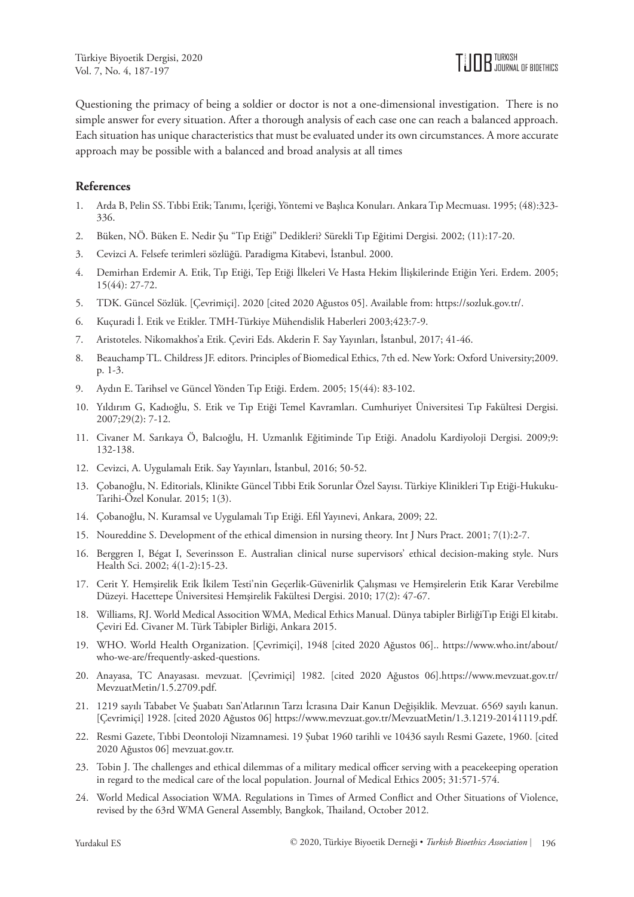Questioning the primacy of being a soldier or doctor is not a one-dimensional investigation. There is no simple answer for every situation. After a thorough analysis of each case one can reach a balanced approach. Each situation has unique characteristics that must be evaluated under its own circumstances. A more accurate approach may be possible with a balanced and broad analysis at all times

## References

1. Arda B, Pelin SS. Tıbbi Etik; Tanımı, İçeriği, Yöntemi ve Başlıca Konuları. Ankara Tıp Mecmuası. 1995; (48):323-336.
2. Büken, NÖ. Büken E. Nedir Şu "Tıp Etiği" Dedikleri? Sürekli Tıp Eğitimi Dergisi. 2002; (11):17-20.
3. Cevizci A. Felsefe terimleri sözlüğü. Paradigma Kitabevi, İstanbul. 2000.
4. Demirhan Erdemir A. Etik, Tıp Etiği, Tep Etiği İlkeleri Ve Hasta Hekim İlişkilerinde Etiğin Yeri. Erdem. 2005; 15(44): 27-72.
5. TDK. Güncel Sözlük. [Çevrimiçi]. 2020 [cited 2020 Ağustos 05]. Available from: https://sozluk.gov.tr/.
6. Kuçuradi İ. Etik ve Etikler. TMH-Türkiye Mühendislik Haberleri 2003;423:7-9.
7. Aristoteles. Nikomakhos'a Etik. Çeviri Eds. Akderin F. Say Yayınları, İstanbul, 2017; 41-46.
8. Beauchamp TL. Childress JF. editors. Principles of Biomedical Ethics, 7th ed. New York: Oxford University;2009. p. 1-3.
9. Aydın E. Tarihsel ve Güncel Yönden Tıp Etiği. Erdem. 2005; 15(44): 83-102.
10. Yıldırım G, Kadıoğlu, S. Etik ve Tıp Etiği Temel Kavramları. Cumhuriyet Üniversitesi Tıp Fakültesi Dergisi. 2007;29(2): 7-12.
11. Civaner M. Sarıkaya Ö, Balcıoğlu, H. Uzmanlık Eğitiminde Tıp Etiği. Anadolu Kardiyoloji Dergisi. 2009;9: 132-138.
12. Cevizci, A. Uygulamalı Etik. Say Yayınları, İstanbul, 2016; 50-52.
13. Çobanoğlu, N. Editorials, Klinikte Güncel Tıbbi Etik Sorunlar Özel Sayısı. Türkiye Klinikleri Tıp Etiği-Hukuku-Tarihi-Özel Konular. 2015; 1(3).
14. Çobanoğlu, N. Kuramsal ve Uygulamalı Tıp Etiği. Efil Yayınevi, Ankara, 2009; 22.
15. Noureddine S. Development of the ethical dimension in nursing theory. Int J Nurs Pract. 2001; 7(1):2-7.
16. Berggren I, Bégat I, Severinsson E. Australian clinical nurse supervisors' ethical decision-making style. Nurs Health Sci. 2002; 4(1-2):15-23.
17. Cerit Y. Hemşirelik Etik İkilem Testi'nin Geçerlik-Güvenirlik Çalışması ve Hemşirelerin Etik Karar Verebilme Düzeyi. Hacettepe Üniversitesi Hemşirelik Fakültesi Dergisi. 2010; 17(2): 47-67.
18. Williams, RJ. World Medical Assocition WMA, Medical Ethics Manual. Dünya tabipler BirliğiTıp Etiği El kitabı. Çeviri Ed. Civaner M. Türk Tabipler Birliği, Ankara 2015.
19. WHO. World Health Organization. [Çevrimiçi], 1948 [cited 2020 Ağustos 06].. https://www.who.int/about/who-we-are/frequently-asked-questions.
20. Anayasa, TC Anayasası. mevzuat. [Çevrimiçi] 1982. [cited 2020 Ağustos 06].https://www.mevzuat.gov.tr/MevzuatMetin/1.5.2709.pdf.
21. 1219 sayılı Tababet Ve Şuabatı San'Atlarının Tarzı İcrasına Dair Kanun Değişiklik. Mevzuat. 6569 sayılı kanun. [Çevrimiçi] 1928. [cited 2020 Ağustos 06] https://www.mevzuat.gov.tr/MevzuatMetin/1.3.1219-20141119.pdf.
22. Resmi Gazete, Tıbbi Deontoloji Nizamnamesi. 19 Şubat 1960 tarihli ve 10436 sayılı Resmi Gazete, 1960. [cited 2020 Ağustos 06] mevzuat.gov.tr.
23. Tobin J. The challenges and ethical dilemmas of a military medical officer serving with a peacekeeping operation in regard to the medical care of the local population. Journal of Medical Ethics 2005; 31:571-574.
24. World Medical Association WMA. Regulations in Times of Armed Conflict and Other Situations of Violence, revised by the 63rd WMA General Assembly, Bangkok, Thailand, October 2012.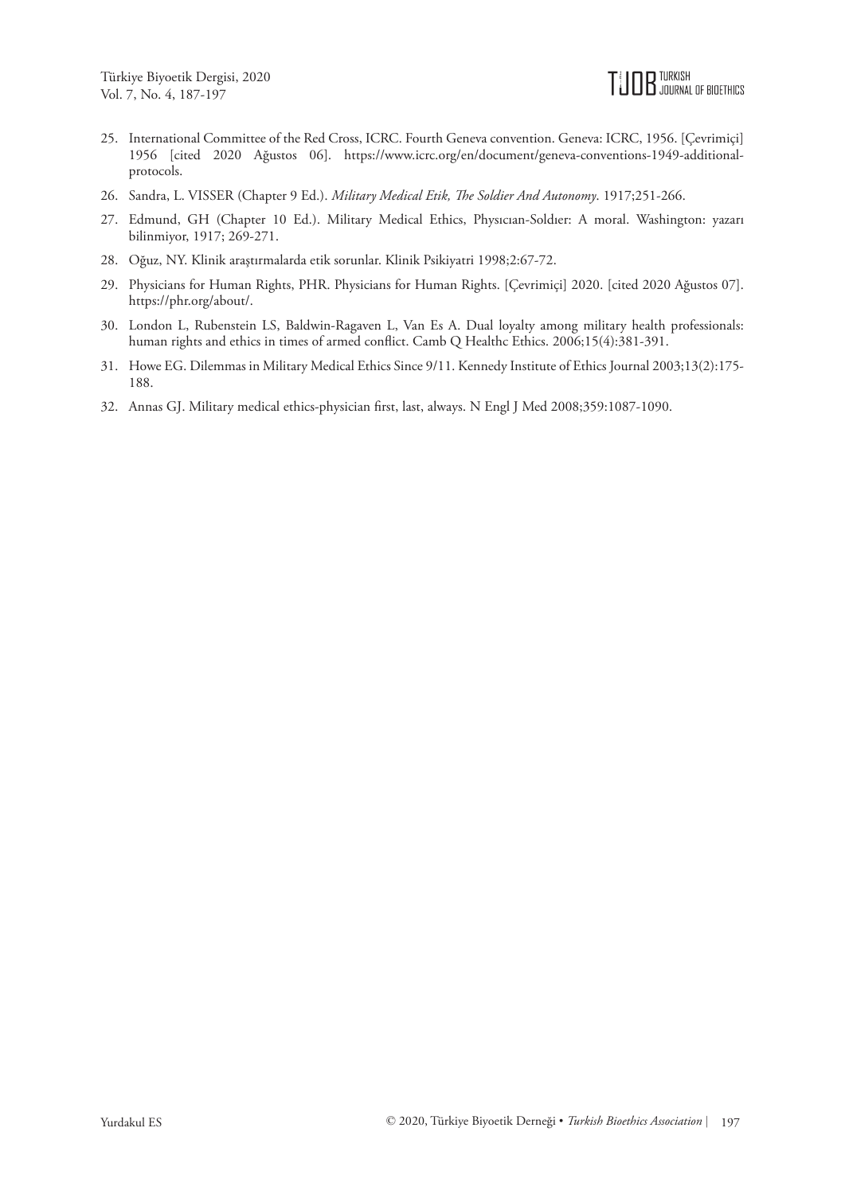25. International Committee of the Red Cross, ICRC. Fourth Geneva convention. Geneva: ICRC, 1956. [Çevrimiçi] 1956 [cited 2020 Ağustos 06]. https://www.icrc.org/en/document/geneva-conventions-1949-additional-protocols.
26. Sandra, L. VISSER (Chapter 9 Ed.). *Military Medical Etik, The Soldier And Autonomy*. 1917;251-266.
27. Edmund, GH (Chapter 10 Ed.). Military Medical Ethics, Physıcıan-Soldıer: A moral. Washington: yazarı bilinmiyor, 1917; 269-271.
28. Oğuz, NY. Klinik araştırmalarda etik sorunlar. Klinik Psikiyatri 1998;2:67-72.
29. Physicians for Human Rights, PHR. Physicians for Human Rights. [Çevrimiçi] 2020. [cited 2020 Ağustos 07]. https://phr.org/about/.
30. London L, Rubenstein LS, Baldwin-Ragaven L, Van Es A. Dual loyalty among military health professionals: human rights and ethics in times of armed conflict. Camb Q Healthc Ethics. 2006;15(4):381-391.
31. Howe EG. Dilemmas in Military Medical Ethics Since 9/11. Kennedy Institute of Ethics Journal 2003;13(2):175-188.
32. Annas GJ. Military medical ethics-physician first, last, always. N Engl J Med 2008;359:1087-1090.